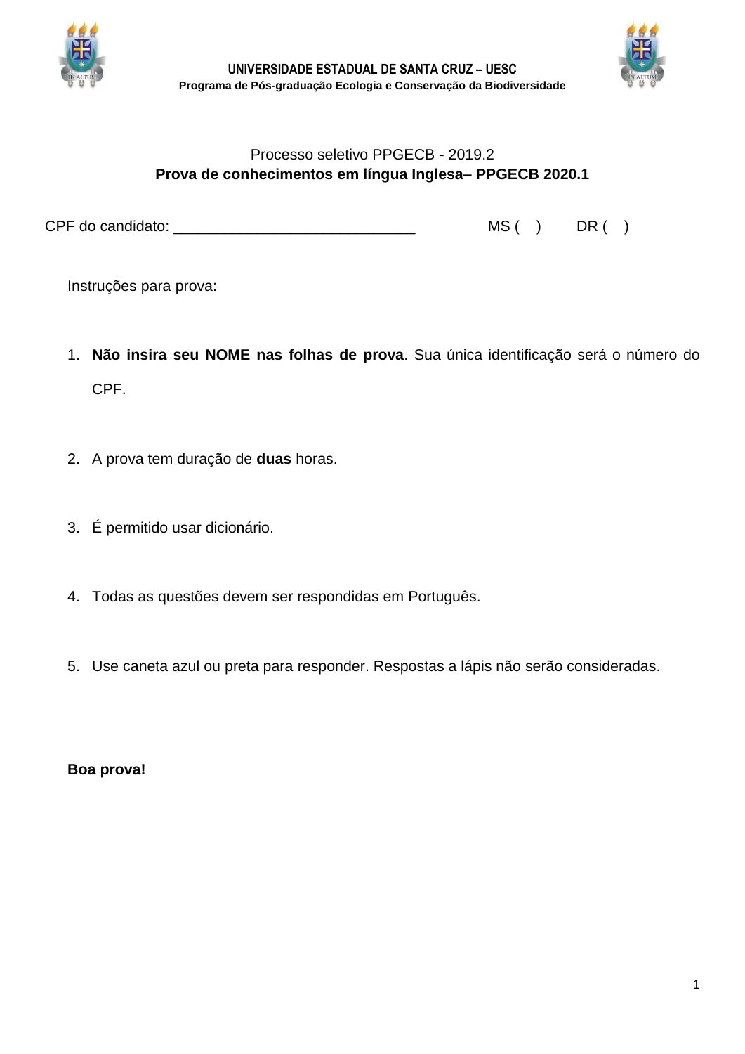**UNIVERSIDADE ESTADUAL DE SANTA CRUZ – UESC**

**Programa de Pós-graduação Ecologia e Conservação da Biodiversidade**

Processo seletivo PPGECB - 2019.2

**Prova de conhecimentos em língua Inglesa– PPGECB 2020.1**

CPF do candidato: ____________________________ MS ( ) DR ( )

Instruções para prova:

1. **Não insira seu NOME nas folhas de prova**. Sua única identificação será o número do CPF.

2. A prova tem duração de **duas** horas.

3. É permitido usar dicionário.

4. Todas as questões devem ser respondidas em Português.

5. Use caneta azul ou preta para responder. Respostas a lápis não serão consideradas.

**Boa prova!**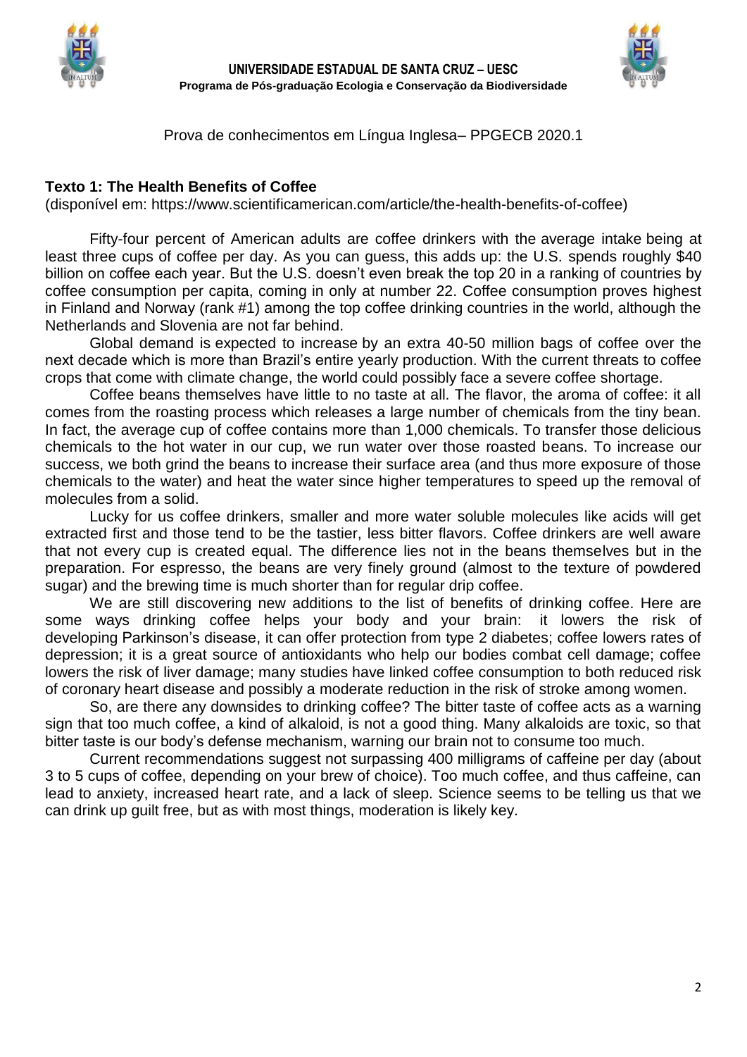**UNIVERSIDADE ESTADUAL DE SANTA CRUZ – UESC**
**Programa de Pós-graduação Ecologia e Conservação da Biodiversidade**

Prova de conhecimentos em Língua Inglesa– PPGECB 2020.1

## Texto 1: The Health Benefits of Coffee

(disponível em: https://www.scientificamerican.com/article/the-health-benefits-of-coffee)

Fifty-four percent of American adults are coffee drinkers with the average intake being at least three cups of coffee per day. As you can guess, this adds up: the U.S. spends roughly $40 billion on coffee each year. But the U.S. doesn't even break the top 20 in a ranking of countries by coffee consumption per capita, coming in only at number 22. Coffee consumption proves highest in Finland and Norway (rank #1) among the top coffee drinking countries in the world, although the Netherlands and Slovenia are not far behind.

Global demand is expected to increase by an extra 40-50 million bags of coffee over the next decade which is more than Brazil's entire yearly production. With the current threats to coffee crops that come with climate change, the world could possibly face a severe coffee shortage.

Coffee beans themselves have little to no taste at all. The flavor, the aroma of coffee: it all comes from the roasting process which releases a large number of chemicals from the tiny bean. In fact, the average cup of coffee contains more than 1,000 chemicals. To transfer those delicious chemicals to the hot water in our cup, we run water over those roasted beans. To increase our success, we both grind the beans to increase their surface area (and thus more exposure of those chemicals to the water) and heat the water since higher temperatures to speed up the removal of molecules from a solid.

Lucky for us coffee drinkers, smaller and more water soluble molecules like acids will get extracted first and those tend to be the tastier, less bitter flavors. Coffee drinkers are well aware that not every cup is created equal. The difference lies not in the beans themselves but in the preparation. For espresso, the beans are very finely ground (almost to the texture of powdered sugar) and the brewing time is much shorter than for regular drip coffee.

We are still discovering new additions to the list of benefits of drinking coffee. Here are some ways drinking coffee helps your body and your brain: it lowers the risk of developing Parkinson's disease, it can offer protection from type 2 diabetes; coffee lowers rates of depression; it is a great source of antioxidants who help our bodies combat cell damage; coffee lowers the risk of liver damage; many studies have linked coffee consumption to both reduced risk of coronary heart disease and possibly a moderate reduction in the risk of stroke among women.

So, are there any downsides to drinking coffee? The bitter taste of coffee acts as a warning sign that too much coffee, a kind of alkaloid, is not a good thing. Many alkaloids are toxic, so that bitter taste is our body's defense mechanism, warning our brain not to consume too much.

Current recommendations suggest not surpassing 400 milligrams of caffeine per day (about 3 to 5 cups of coffee, depending on your brew of choice). Too much coffee, and thus caffeine, can lead to anxiety, increased heart rate, and a lack of sleep. Science seems to be telling us that we can drink up guilt free, but as with most things, moderation is likely key.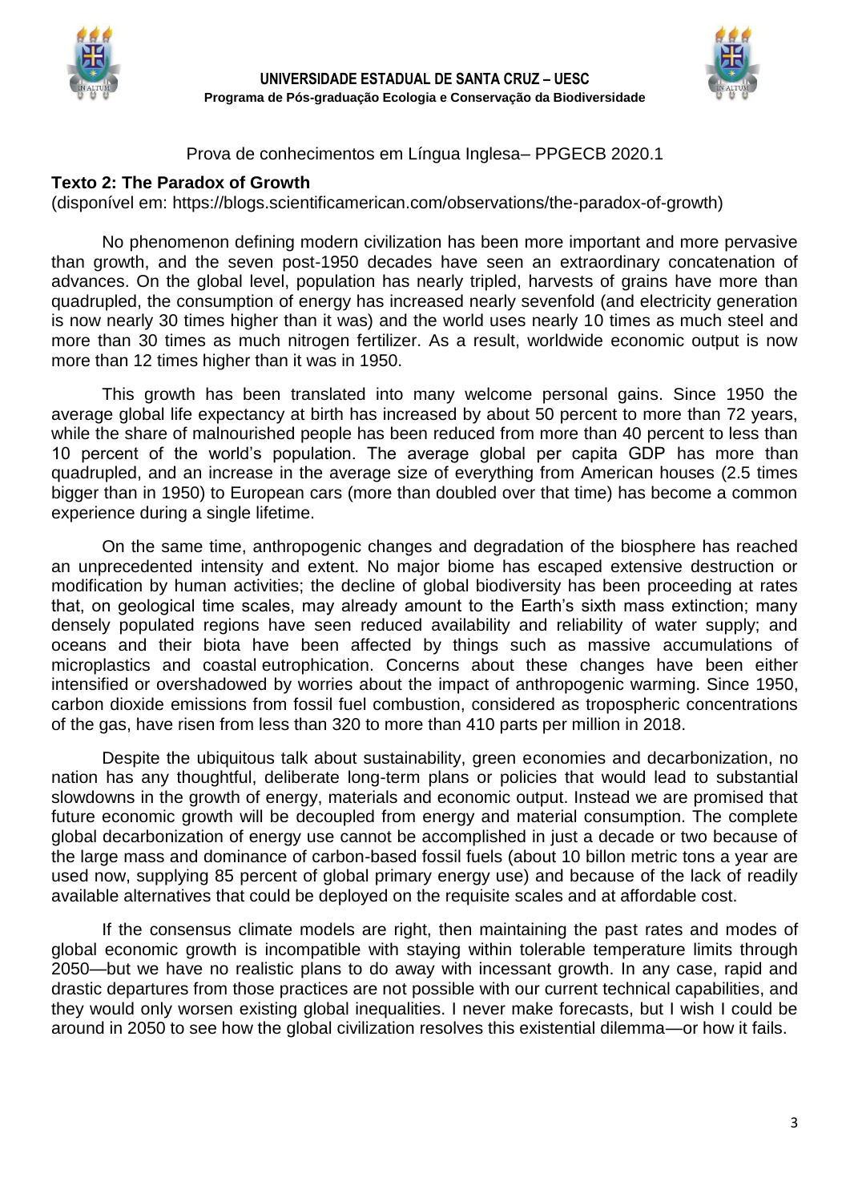**UNIVERSIDADE ESTADUAL DE SANTA CRUZ – UESC**
**Programa de Pós-graduação Ecologia e Conservação da Biodiversidade**

Prova de conhecimentos em Língua Inglesa– PPGECB 2020.1

**Texto 2: The Paradox of Growth**
(disponível em: https://blogs.scientificamerican.com/observations/the-paradox-of-growth)

No phenomenon defining modern civilization has been more important and more pervasive than growth, and the seven post-1950 decades have seen an extraordinary concatenation of advances. On the global level, population has nearly tripled, harvests of grains have more than quadrupled, the consumption of energy has increased nearly sevenfold (and electricity generation is now nearly 30 times higher than it was) and the world uses nearly 10 times as much steel and more than 30 times as much nitrogen fertilizer. As a result, worldwide economic output is now more than 12 times higher than it was in 1950.

This growth has been translated into many welcome personal gains. Since 1950 the average global life expectancy at birth has increased by about 50 percent to more than 72 years, while the share of malnourished people has been reduced from more than 40 percent to less than 10 percent of the world's population. The average global per capita GDP has more than quadrupled, and an increase in the average size of everything from American houses (2.5 times bigger than in 1950) to European cars (more than doubled over that time) has become a common experience during a single lifetime.

On the same time, anthropogenic changes and degradation of the biosphere has reached an unprecedented intensity and extent. No major biome has escaped extensive destruction or modification by human activities; the decline of global biodiversity has been proceeding at rates that, on geological time scales, may already amount to the Earth's sixth mass extinction; many densely populated regions have seen reduced availability and reliability of water supply; and oceans and their biota have been affected by things such as massive accumulations of microplastics and coastal eutrophication. Concerns about these changes have been either intensified or overshadowed by worries about the impact of anthropogenic warming. Since 1950, carbon dioxide emissions from fossil fuel combustion, considered as tropospheric concentrations of the gas, have risen from less than 320 to more than 410 parts per million in 2018.

Despite the ubiquitous talk about sustainability, green economies and decarbonization, no nation has any thoughtful, deliberate long-term plans or policies that would lead to substantial slowdowns in the growth of energy, materials and economic output. Instead we are promised that future economic growth will be decoupled from energy and material consumption. The complete global decarbonization of energy use cannot be accomplished in just a decade or two because of the large mass and dominance of carbon-based fossil fuels (about 10 billon metric tons a year are used now, supplying 85 percent of global primary energy use) and because of the lack of readily available alternatives that could be deployed on the requisite scales and at affordable cost.

If the consensus climate models are right, then maintaining the past rates and modes of global economic growth is incompatible with staying within tolerable temperature limits through 2050—but we have no realistic plans to do away with incessant growth. In any case, rapid and drastic departures from those practices are not possible with our current technical capabilities, and they would only worsen existing global inequalities. I never make forecasts, but I wish I could be around in 2050 to see how the global civilization resolves this existential dilemma—or how it fails.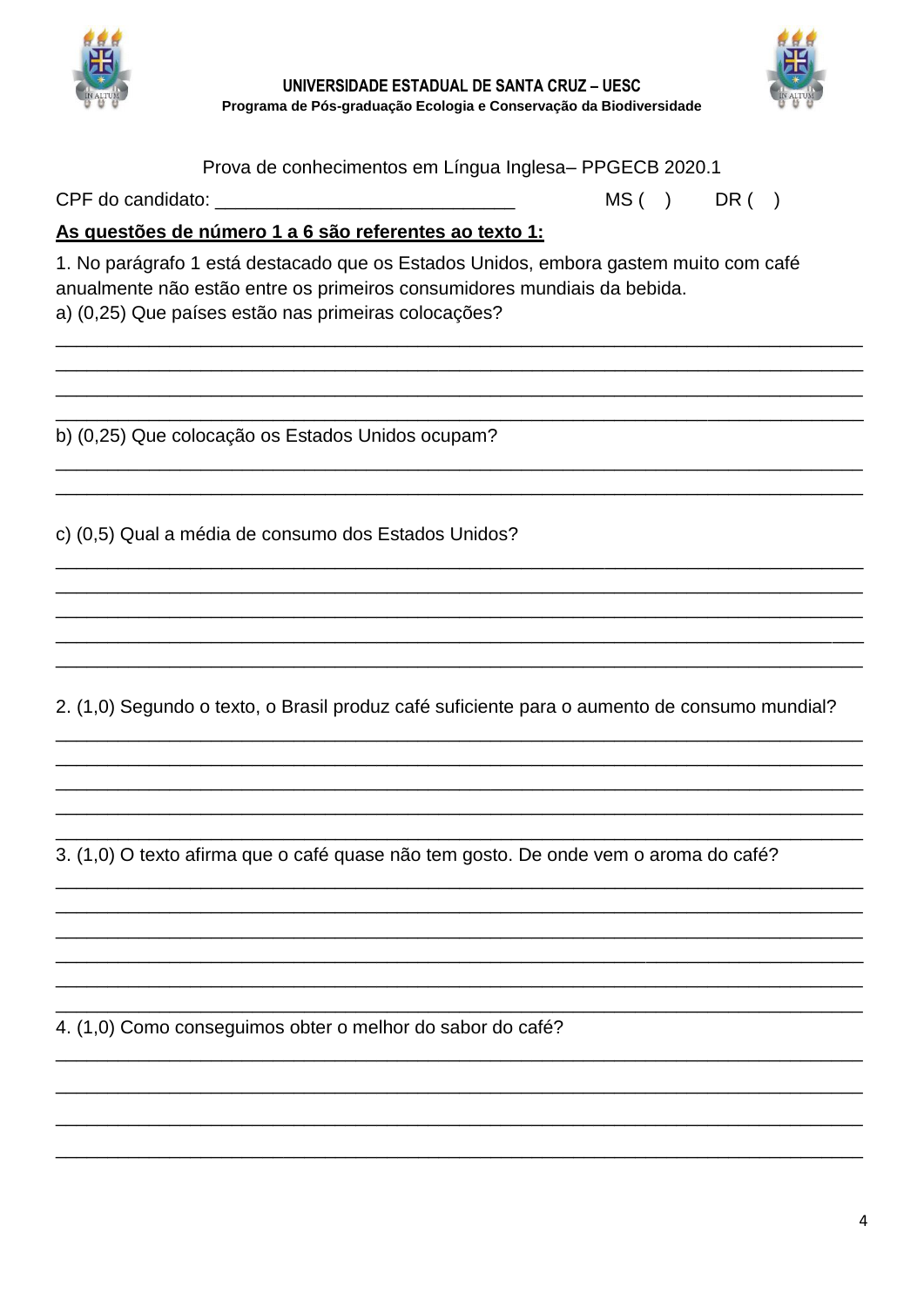**UNIVERSIDADE ESTADUAL DE SANTA CRUZ – UESC**
**Programa de Pós-graduação Ecologia e Conservação da Biodiversidade**

Prova de conhecimentos em Língua Inglesa– PPGECB 2020.1

CPF do candidato: _____________________________ MS ( ) DR ( )

**<u>As questões de número 1 a 6 são referentes ao texto 1:</u>**

1. No parágrafo 1 está destacado que os Estados Unidos, embora gastem muito com café anualmente não estão entre os primeiros consumidores mundiais da bebida.

a) (0,25) Que países estão nas primeiras colocações?

_______________________________________________________________________________
_______________________________________________________________________________
_______________________________________________________________________________
_______________________________________________________________________________

b) (0,25) Que colocação os Estados Unidos ocupam?

_______________________________________________________________________________
_______________________________________________________________________________

c) (0,5) Qual a média de consumo dos Estados Unidos?

_______________________________________________________________________________
_______________________________________________________________________________
_______________________________________________________________________________
_______________________________________________________________________________
_______________________________________________________________________________

2. (1,0) Segundo o texto, o Brasil produz café suficiente para o aumento de consumo mundial?

_______________________________________________________________________________
_______________________________________________________________________________
_______________________________________________________________________________
_______________________________________________________________________________
_______________________________________________________________________________

3. (1,0) O texto afirma que o café quase não tem gosto. De onde vem o aroma do café?

_______________________________________________________________________________
_______________________________________________________________________________
_______________________________________________________________________________
_______________________________________________________________________________
_______________________________________________________________________________
_______________________________________________________________________________

4. (1,0) Como conseguimos obter o melhor do sabor do café?

_______________________________________________________________________________
_______________________________________________________________________________
_______________________________________________________________________________
_______________________________________________________________________________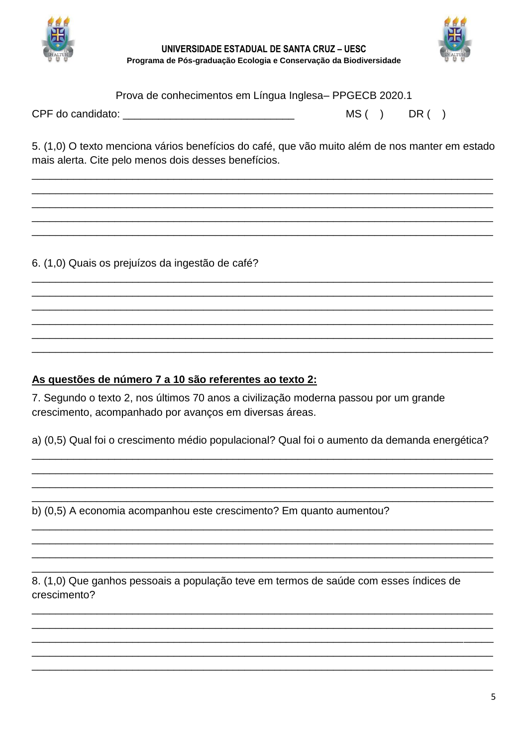**UNIVERSIDADE ESTADUAL DE SANTA CRUZ – UESC**

**Programa de Pós-graduação Ecologia e Conservação da Biodiversidade**

Prova de conhecimentos em Língua Inglesa– PPGECB 2020.1

CPF do candidato: _____________________________ MS ( ) DR ( )

5. (1,0) O texto menciona vários benefícios do café, que vão muito além de nos manter em estado mais alerta. Cite pelo menos dois desses benefícios.

______________________________________________________________________________
______________________________________________________________________________
______________________________________________________________________________
______________________________________________________________________________
______________________________________________________________________________

6. (1,0) Quais os prejuízos da ingestão de café?

______________________________________________________________________________
______________________________________________________________________________
______________________________________________________________________________
______________________________________________________________________________
______________________________________________________________________________
______________________________________________________________________________

**<u>As questões de número 7 a 10 são referentes ao texto 2:</u>**

7. Segundo o texto 2, nos últimos 70 anos a civilização moderna passou por um grande crescimento, acompanhado por avanços em diversas áreas.

a) (0,5) Qual foi o crescimento médio populacional? Qual foi o aumento da demanda energética?

______________________________________________________________________________
______________________________________________________________________________
______________________________________________________________________________
______________________________________________________________________________

b) (0,5) A economia acompanhou este crescimento? Em quanto aumentou?

______________________________________________________________________________
______________________________________________________________________________
______________________________________________________________________________
______________________________________________________________________________

8. (1,0) Que ganhos pessoais a população teve em termos de saúde com esses índices de crescimento?

______________________________________________________________________________
______________________________________________________________________________
______________________________________________________________________________
______________________________________________________________________________
______________________________________________________________________________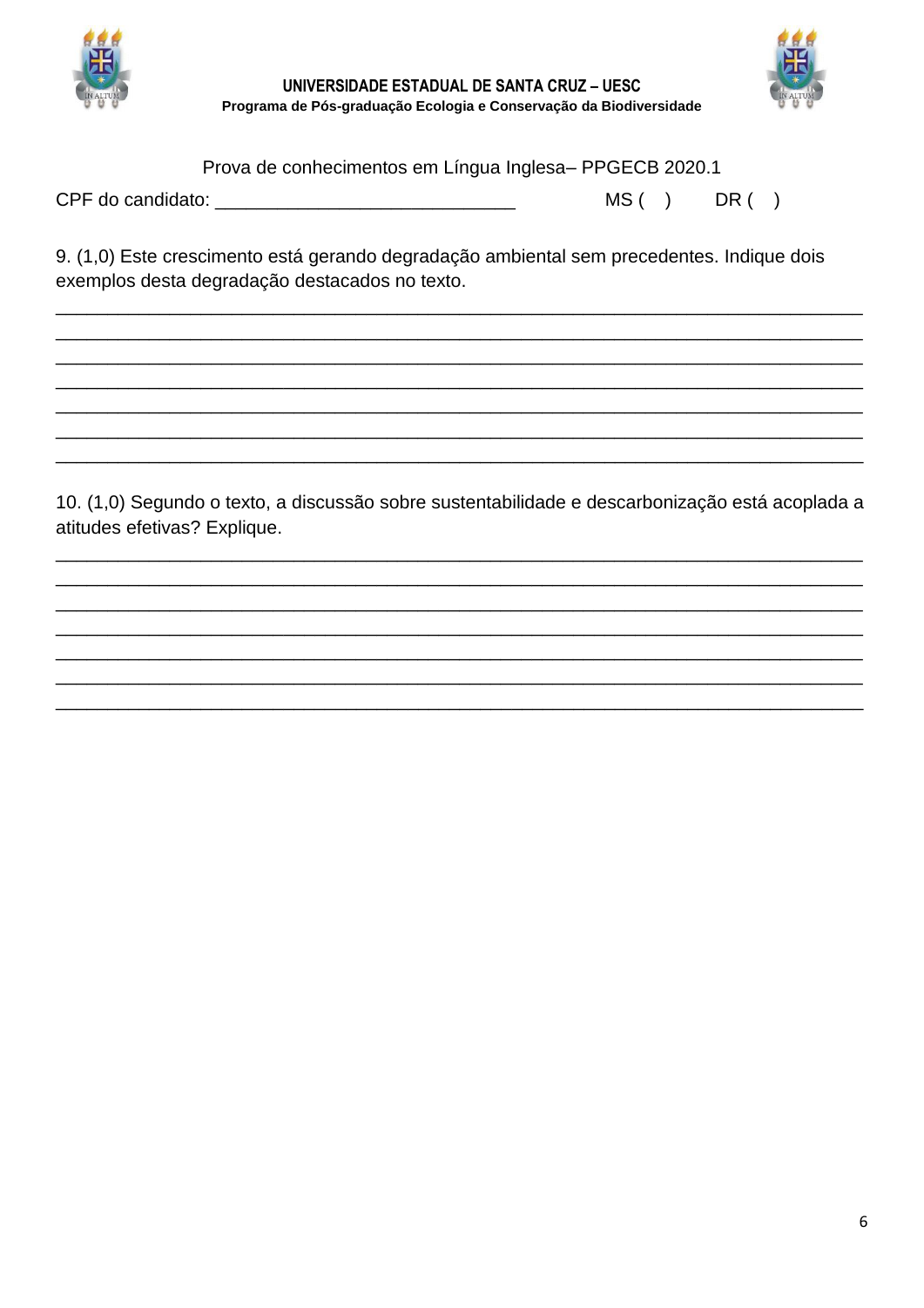Prova de conhecimentos em Língua Inglesa– PPGECB 2020.1

CPF do candidato: _____________________________ MS ( ) DR ( )

9. (1,0) Este crescimento está gerando degradação ambiental sem precedentes. Indique dois exemplos desta degradação destacados no texto.

______________________________________________________________________________
______________________________________________________________________________
______________________________________________________________________________
______________________________________________________________________________
______________________________________________________________________________
______________________________________________________________________________
______________________________________________________________________________

10. (1,0) Segundo o texto, a discussão sobre sustentabilidade e descarbonização está acoplada a atitudes efetivas? Explique.

______________________________________________________________________________
______________________________________________________________________________
______________________________________________________________________________
______________________________________________________________________________
______________________________________________________________________________
______________________________________________________________________________
______________________________________________________________________________